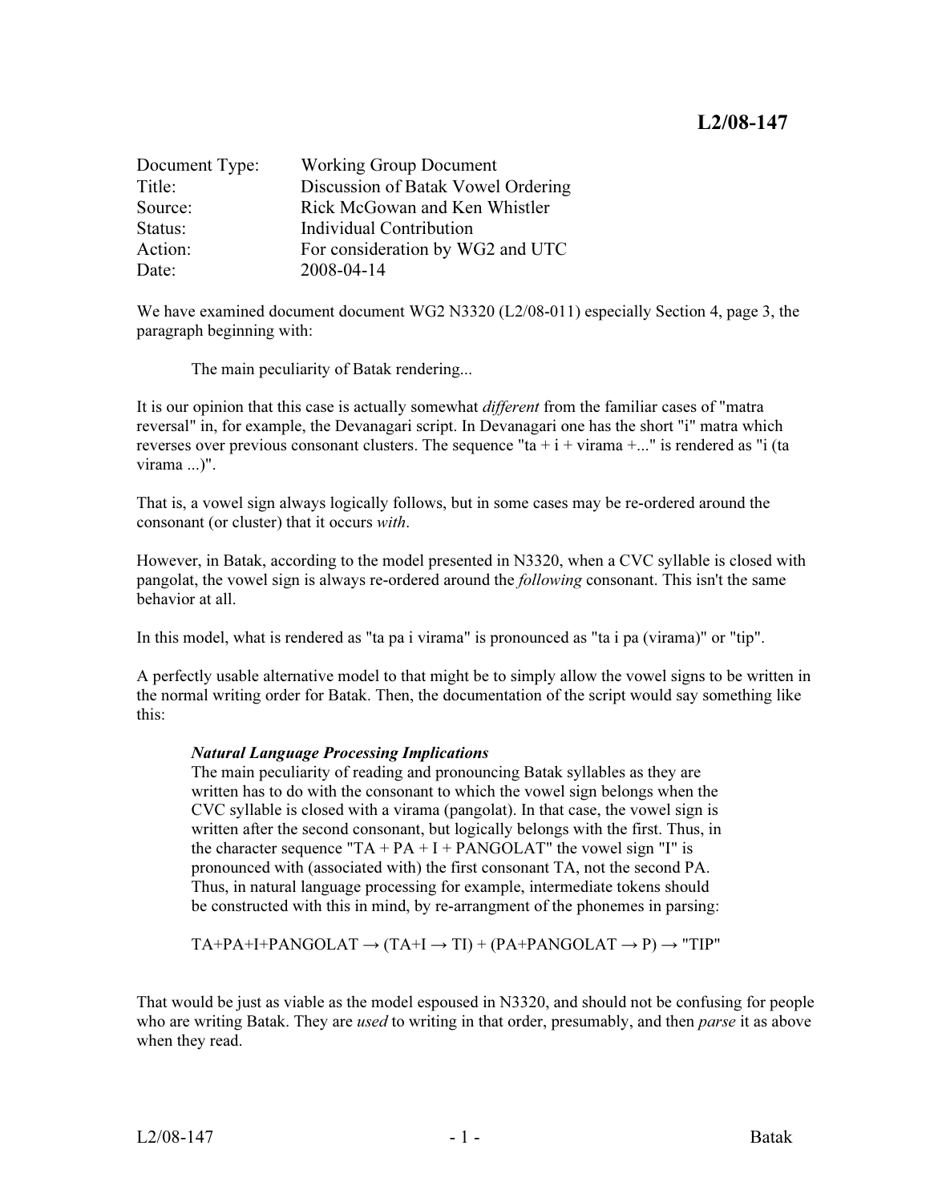# L2/08-147

| | |
|---|---|
| Document Type: | Working Group Document |
| Title: | Discussion of Batak Vowel Ordering |
| Source: | Rick McGowan and Ken Whistler |
| Status: | Individual Contribution |
| Action: | For consideration by WG2 and UTC |
| Date: | 2008-04-14 |

We have examined document document WG2 N3320 (L2/08-011) especially Section 4, page 3, the paragraph beginning with:

> The main peculiarity of Batak rendering...

It is our opinion that this case is actually somewhat *different* from the familiar cases of "matra reversal" in, for example, the Devanagari script. In Devanagari one has the short "i" matra which reverses over previous consonant clusters. The sequence "ta + i + virama +..." is rendered as "i (ta virama ...)".

That is, a vowel sign always logically follows, but in some cases may be re-ordered around the consonant (or cluster) that it occurs *with*.

However, in Batak, according to the model presented in N3320, when a CVC syllable is closed with pangolat, the vowel sign is always re-ordered around the *following* consonant. This isn't the same behavior at all.

In this model, what is rendered as "ta pa i virama" is pronounced as "ta i pa (virama)" or "tip".

A perfectly usable alternative model to that might be to simply allow the vowel signs to be written in the normal writing order for Batak. Then, the documentation of the script would say something like this:

> ***Natural Language Processing Implications***
> The main peculiarity of reading and pronouncing Batak syllables as they are written has to do with the consonant to which the vowel sign belongs when the CVC syllable is closed with a virama (pangolat). In that case, the vowel sign is written after the second consonant, but logically belongs with the first. Thus, in the character sequence "TA + PA + I + PANGOLAT" the vowel sign "I" is pronounced with (associated with) the first consonant TA, not the second PA. Thus, in natural language processing for example, intermediate tokens should be constructed with this in mind, by re-arrangment of the phonemes in parsing:
>
> TA+PA+I+PANGOLAT → (TA+I → TI) + (PA+PANGOLAT → P) → "TIP"

That would be just as viable as the model espoused in N3320, and should not be confusing for people who are writing Batak. They are *used* to writing in that order, presumably, and then *parse* it as above when they read.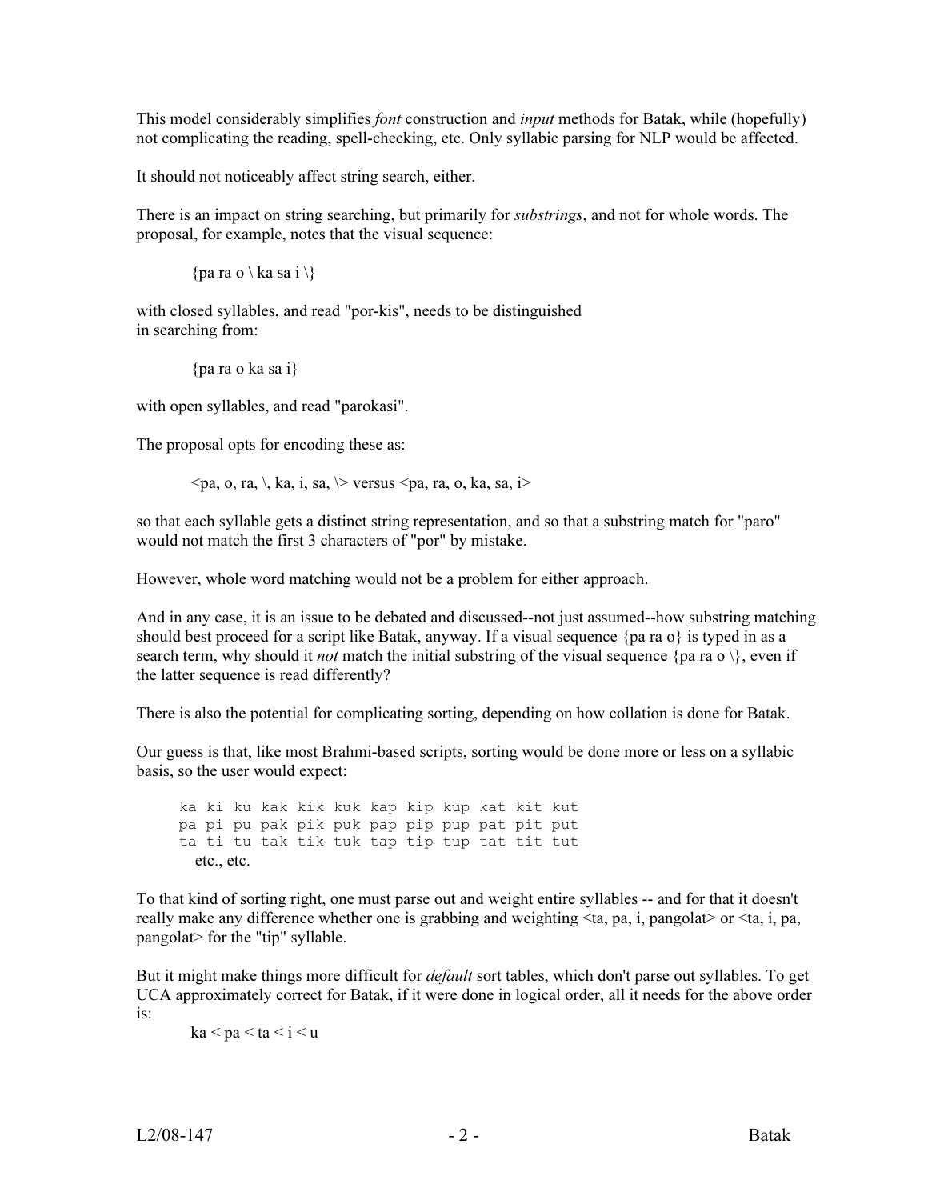This model considerably simplifies *font* construction and *input* methods for Batak, while (hopefully) not complicating the reading, spell-checking, etc. Only syllabic parsing for NLP would be affected.

It should not noticeably affect string search, either.

There is an impact on string searching, but primarily for *substrings*, and not for whole words. The proposal, for example, notes that the visual sequence:

> {pa ra o \ ka sa i \}

with closed syllables, and read "por-kis", needs to be distinguished in searching from:

> {pa ra o ka sa i}

with open syllables, and read "parokasi".

The proposal opts for encoding these as:

> <pa, o, ra, \, ka, i, sa, \> versus <pa, ra, o, ka, sa, i>

so that each syllable gets a distinct string representation, and so that a substring match for "paro" would not match the first 3 characters of "por" by mistake.

However, whole word matching would not be a problem for either approach.

And in any case, it is an issue to be debated and discussed--not just assumed--how substring matching should best proceed for a script like Batak, anyway. If a visual sequence {pa ra o} is typed in as a search term, why should it *not* match the initial substring of the visual sequence {pa ra o \}, even if the latter sequence is read differently?

There is also the potential for complicating sorting, depending on how collation is done for Batak.

Our guess is that, like most Brahmi-based scripts, sorting would be done more or less on a syllabic basis, so the user would expect:

```
ka ki ku kak kik kuk kap kip kup kat kit kut
pa pi pu pak pik puk pap pip pup pat pit put
ta ti tu tak tik tuk tap tip tup tat tit tut
etc., etc.
```

To that kind of sorting right, one must parse out and weight entire syllables -- and for that it doesn't really make any difference whether one is grabbing and weighting <ta, pa, i, pangolat> or <ta, i, pa, pangolat> for the "tip" syllable.

But it might make things more difficult for *default* sort tables, which don't parse out syllables. To get UCA approximately correct for Batak, if it were done in logical order, all it needs for the above order is:

> ka < pa < ta < i < u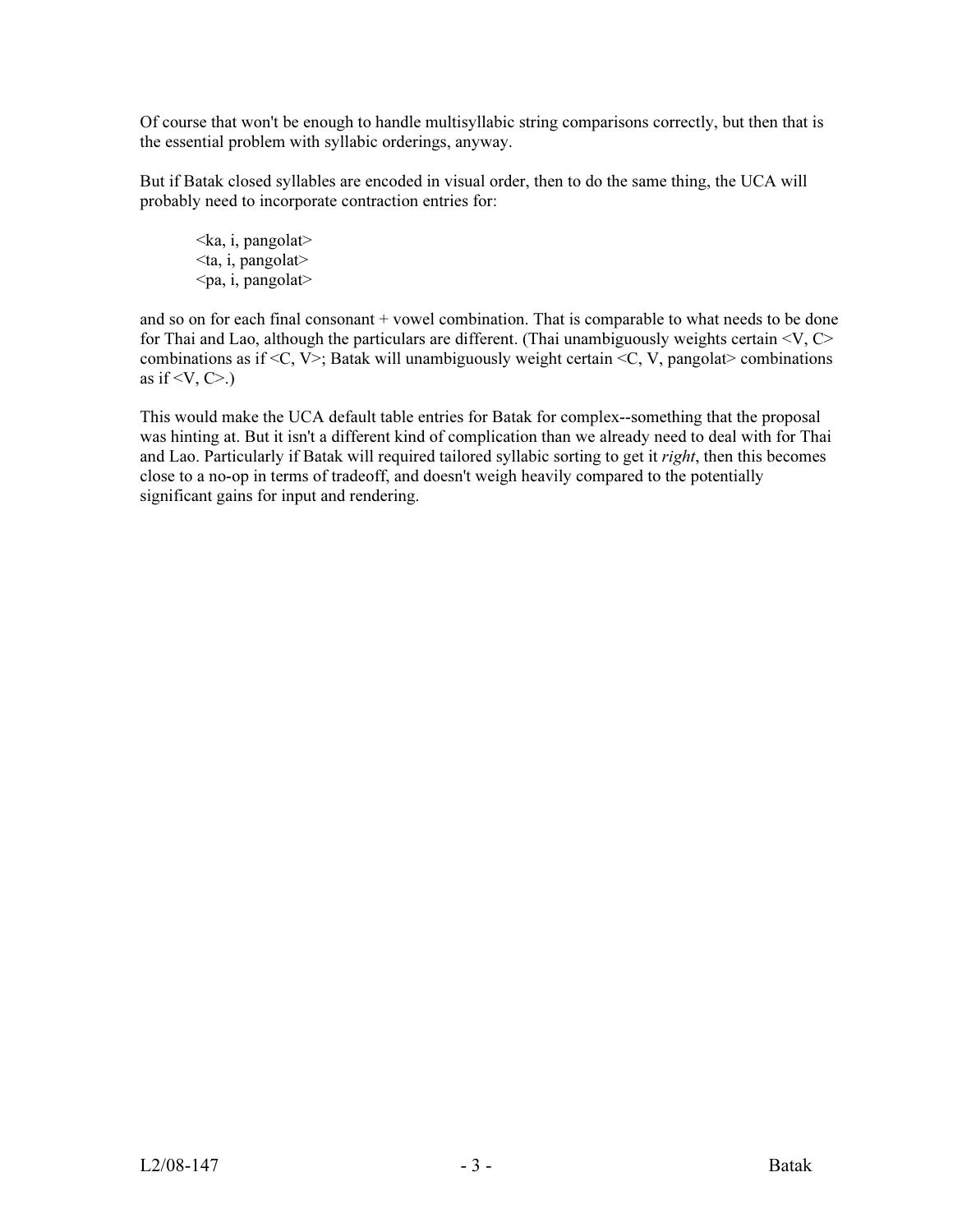Of course that won't be enough to handle multisyllabic string comparisons correctly, but then that is the essential problem with syllabic orderings, anyway.

But if Batak closed syllables are encoded in visual order, then to do the same thing, the UCA will probably need to incorporate contraction entries for:

> <ka, i, pangolat>
> <ta, i, pangolat>
> <pa, i, pangolat>

and so on for each final consonant + vowel combination. That is comparable to what needs to be done for Thai and Lao, although the particulars are different. (Thai unambiguously weights certain <V, C> combinations as if <C, V>; Batak will unambiguously weight certain <C, V, pangolat> combinations as if <V, C>.)

This would make the UCA default table entries for Batak for complex--something that the proposal was hinting at. But it isn't a different kind of complication than we already need to deal with for Thai and Lao. Particularly if Batak will required tailored syllabic sorting to get it *right*, then this becomes close to a no-op in terms of tradeoff, and doesn't weigh heavily compared to the potentially significant gains for input and rendering.